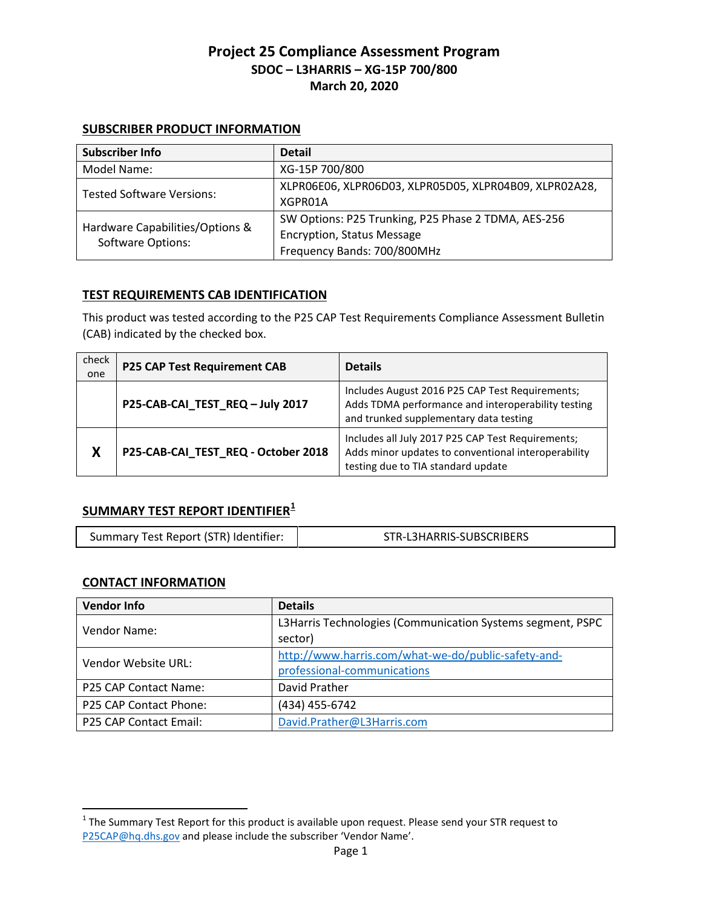# Project 25 Compliance Assessment Program

## SDOC – L3HARRIS – XG-15P 700/800

## March 20, 2020

### SUBSCRIBER PRODUCT INFORMATION

| Subscriber Info | Detail |
| --- | --- |
| Model Name: | XG-15P 700/800 |
| Tested Software Versions: | XLPR06E06, XLPR06D03, XLPR05D05, XLPR04B09, XLPR02A28, XGPR01A |
| Hardware Capabilities/Options & Software Options: | SW Options: P25 Trunking, P25 Phase 2 TDMA, AES-256 Encryption, Status Message<br>Frequency Bands: 700/800MHz |

### TEST REQUIREMENTS CAB IDENTIFICATION

This product was tested according to the P25 CAP Test Requirements Compliance Assessment Bulletin (CAB) indicated by the checked box.

| check one | P25 CAP Test Requirement CAB | Details |
| --- | --- | --- |
| | **P25-CAB-CAI_TEST_REQ – July 2017** | Includes August 2016 P25 CAP Test Requirements; Adds TDMA performance and interoperability testing and trunked supplementary data testing |
| **X** | **P25-CAB-CAI_TEST_REQ - October 2018** | Includes all July 2017 P25 CAP Test Requirements; Adds minor updates to conventional interoperability testing due to TIA standard update |

### SUMMARY TEST REPORT IDENTIFIER[1]

| Summary Test Report (STR) Identifier: | STR-L3HARRIS-SUBSCRIBERS |
| --- | --- |

### CONTACT INFORMATION

| Vendor Info | Details |
| --- | --- |
| Vendor Name: | L3Harris Technologies (Communication Systems segment, PSPC sector) |
| Vendor Website URL: | http://www.harris.com/what-we-do/public-safety-and-professional-communications |
| P25 CAP Contact Name: | David Prather |
| P25 CAP Contact Phone: | (434) 455-6742 |
| P25 CAP Contact Email: | David.Prather@L3Harris.com |

[1] The Summary Test Report for this product is available upon request. Please send your STR request to P25CAP@hq.dhs.gov and please include the subscriber 'Vendor Name'.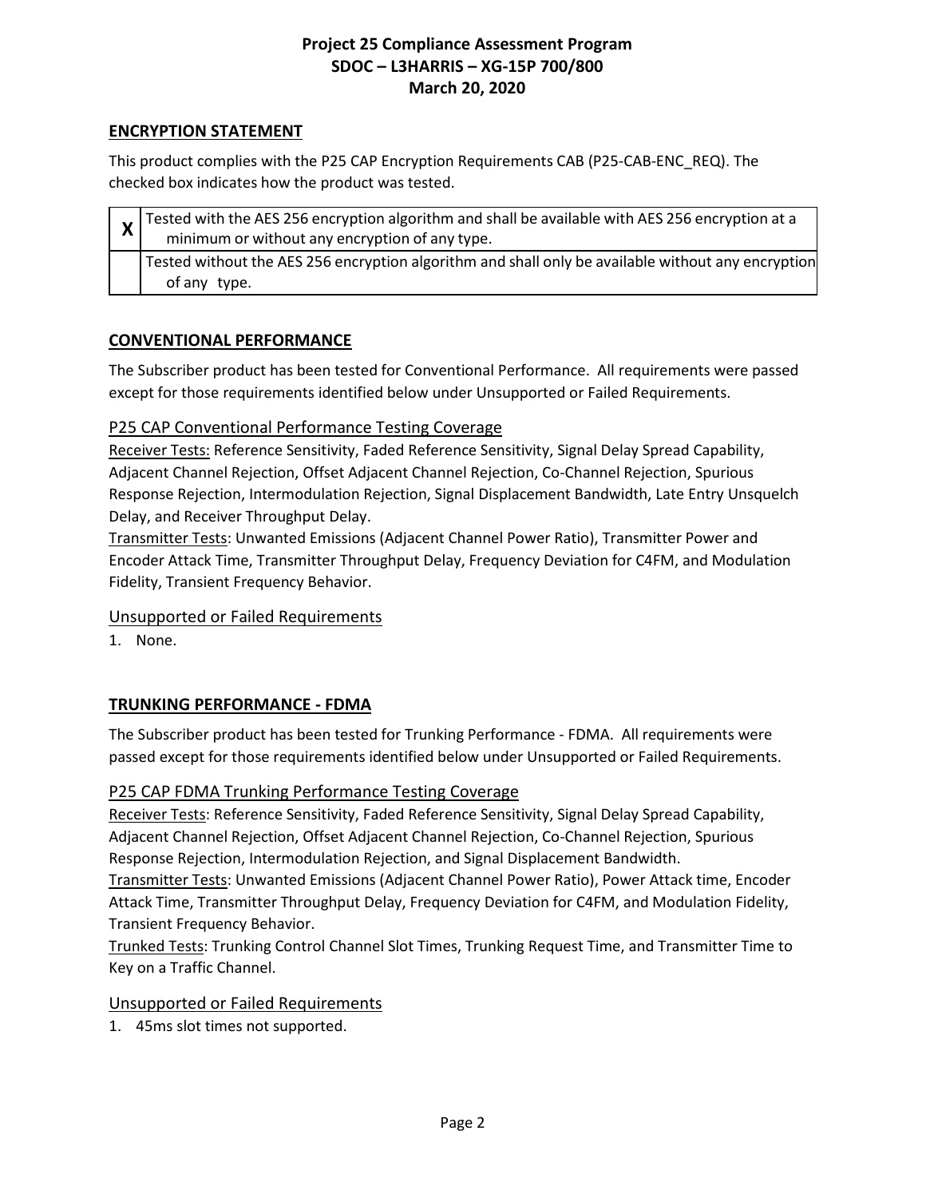## ENCRYPTION STATEMENT

This product complies with the P25 CAP Encryption Requirements CAB (P25-CAB-ENC_REQ). The checked box indicates how the product was tested.

| | |
|---|---|
| **X** | Tested with the AES 256 encryption algorithm and shall be available with AES 256 encryption at a minimum or without any encryption of any type. |
| | Tested without the AES 256 encryption algorithm and shall only be available without any encryption of any type. |

## CONVENTIONAL PERFORMANCE

The Subscriber product has been tested for Conventional Performance. All requirements were passed except for those requirements identified below under Unsupported or Failed Requirements.

### P25 CAP Conventional Performance Testing Coverage

Receiver Tests: Reference Sensitivity, Faded Reference Sensitivity, Signal Delay Spread Capability, Adjacent Channel Rejection, Offset Adjacent Channel Rejection, Co-Channel Rejection, Spurious Response Rejection, Intermodulation Rejection, Signal Displacement Bandwidth, Late Entry Unsquelch Delay, and Receiver Throughput Delay.

Transmitter Tests: Unwanted Emissions (Adjacent Channel Power Ratio), Transmitter Power and Encoder Attack Time, Transmitter Throughput Delay, Frequency Deviation for C4FM, and Modulation Fidelity, Transient Frequency Behavior.

### Unsupported or Failed Requirements

1. None.

## TRUNKING PERFORMANCE - FDMA

The Subscriber product has been tested for Trunking Performance - FDMA. All requirements were passed except for those requirements identified below under Unsupported or Failed Requirements.

### P25 CAP FDMA Trunking Performance Testing Coverage

Receiver Tests: Reference Sensitivity, Faded Reference Sensitivity, Signal Delay Spread Capability, Adjacent Channel Rejection, Offset Adjacent Channel Rejection, Co-Channel Rejection, Spurious Response Rejection, Intermodulation Rejection, and Signal Displacement Bandwidth.

Transmitter Tests: Unwanted Emissions (Adjacent Channel Power Ratio), Power Attack time, Encoder Attack Time, Transmitter Throughput Delay, Frequency Deviation for C4FM, and Modulation Fidelity, Transient Frequency Behavior.

Trunked Tests: Trunking Control Channel Slot Times, Trunking Request Time, and Transmitter Time to Key on a Traffic Channel.

### Unsupported or Failed Requirements

1. 45ms slot times not supported.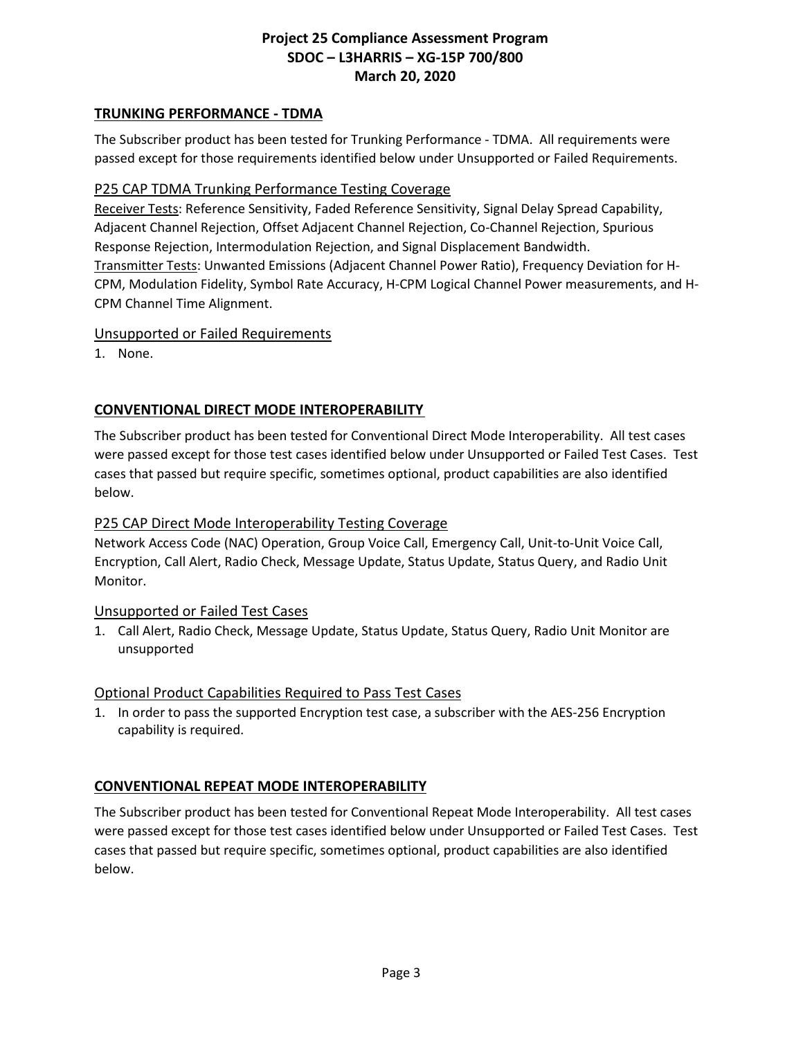## TRUNKING PERFORMANCE - TDMA

The Subscriber product has been tested for Trunking Performance - TDMA. All requirements were passed except for those requirements identified below under Unsupported or Failed Requirements.

### P25 CAP TDMA Trunking Performance Testing Coverage

Receiver Tests: Reference Sensitivity, Faded Reference Sensitivity, Signal Delay Spread Capability, Adjacent Channel Rejection, Offset Adjacent Channel Rejection, Co-Channel Rejection, Spurious Response Rejection, Intermodulation Rejection, and Signal Displacement Bandwidth.
Transmitter Tests: Unwanted Emissions (Adjacent Channel Power Ratio), Frequency Deviation for H-CPM, Modulation Fidelity, Symbol Rate Accuracy, H-CPM Logical Channel Power measurements, and H-CPM Channel Time Alignment.

### Unsupported or Failed Requirements

1. None.

## CONVENTIONAL DIRECT MODE INTEROPERABILITY

The Subscriber product has been tested for Conventional Direct Mode Interoperability. All test cases were passed except for those test cases identified below under Unsupported or Failed Test Cases. Test cases that passed but require specific, sometimes optional, product capabilities are also identified below.

### P25 CAP Direct Mode Interoperability Testing Coverage

Network Access Code (NAC) Operation, Group Voice Call, Emergency Call, Unit-to-Unit Voice Call, Encryption, Call Alert, Radio Check, Message Update, Status Update, Status Query, and Radio Unit Monitor.

### Unsupported or Failed Test Cases

1. Call Alert, Radio Check, Message Update, Status Update, Status Query, Radio Unit Monitor are unsupported

### Optional Product Capabilities Required to Pass Test Cases

1. In order to pass the supported Encryption test case, a subscriber with the AES-256 Encryption capability is required.

## CONVENTIONAL REPEAT MODE INTEROPERABILITY

The Subscriber product has been tested for Conventional Repeat Mode Interoperability. All test cases were passed except for those test cases identified below under Unsupported or Failed Test Cases. Test cases that passed but require specific, sometimes optional, product capabilities are also identified below.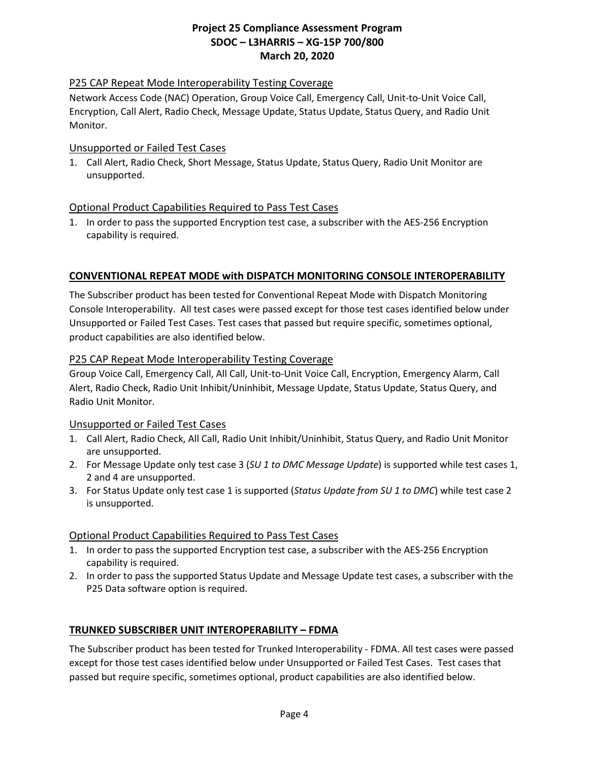### P25 CAP Repeat Mode Interoperability Testing Coverage

Network Access Code (NAC) Operation, Group Voice Call, Emergency Call, Unit-to-Unit Voice Call, Encryption, Call Alert, Radio Check, Message Update, Status Update, Status Query, and Radio Unit Monitor.

### Unsupported or Failed Test Cases

1. Call Alert, Radio Check, Short Message, Status Update, Status Query, Radio Unit Monitor are unsupported.

### Optional Product Capabilities Required to Pass Test Cases

1. In order to pass the supported Encryption test case, a subscriber with the AES-256 Encryption capability is required.

## CONVENTIONAL REPEAT MODE with DISPATCH MONITORING CONSOLE INTEROPERABILITY

The Subscriber product has been tested for Conventional Repeat Mode with Dispatch Monitoring Console Interoperability. All test cases were passed except for those test cases identified below under Unsupported or Failed Test Cases. Test cases that passed but require specific, sometimes optional, product capabilities are also identified below.

### P25 CAP Repeat Mode Interoperability Testing Coverage

Group Voice Call, Emergency Call, All Call, Unit-to-Unit Voice Call, Encryption, Emergency Alarm, Call Alert, Radio Check, Radio Unit Inhibit/Uninhibit, Message Update, Status Update, Status Query, and Radio Unit Monitor.

### Unsupported or Failed Test Cases

1. Call Alert, Radio Check, All Call, Radio Unit Inhibit/Uninhibit, Status Query, and Radio Unit Monitor are unsupported.
2. For Message Update only test case 3 (*SU 1 to DMC Message Update*) is supported while test cases 1, 2 and 4 are unsupported.
3. For Status Update only test case 1 is supported (*Status Update from SU 1 to DMC*) while test case 2 is unsupported.

### Optional Product Capabilities Required to Pass Test Cases

1. In order to pass the supported Encryption test case, a subscriber with the AES-256 Encryption capability is required.
2. In order to pass the supported Status Update and Message Update test cases, a subscriber with the P25 Data software option is required.

## TRUNKED SUBSCRIBER UNIT INTEROPERABILITY – FDMA

The Subscriber product has been tested for Trunked Interoperability - FDMA. All test cases were passed except for those test cases identified below under Unsupported or Failed Test Cases. Test cases that passed but require specific, sometimes optional, product capabilities are also identified below.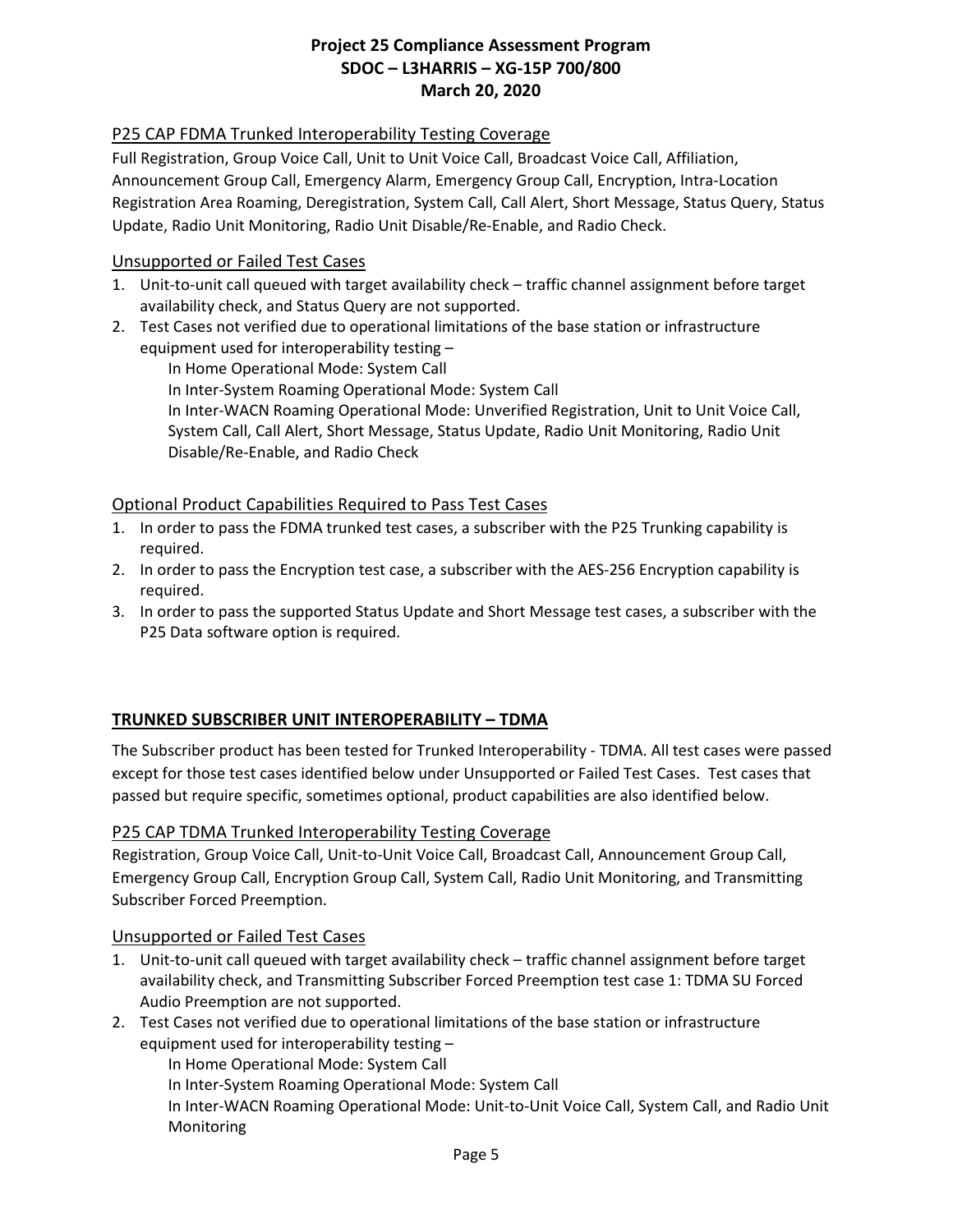### P25 CAP FDMA Trunked Interoperability Testing Coverage

Full Registration, Group Voice Call, Unit to Unit Voice Call, Broadcast Voice Call, Affiliation, Announcement Group Call, Emergency Alarm, Emergency Group Call, Encryption, Intra-Location Registration Area Roaming, Deregistration, System Call, Call Alert, Short Message, Status Query, Status Update, Radio Unit Monitoring, Radio Unit Disable/Re-Enable, and Radio Check.

### Unsupported or Failed Test Cases

1. Unit-to-unit call queued with target availability check – traffic channel assignment before target availability check, and Status Query are not supported.
2. Test Cases not verified due to operational limitations of the base station or infrastructure equipment used for interoperability testing –
   - In Home Operational Mode: System Call
   - In Inter-System Roaming Operational Mode: System Call
   - In Inter-WACN Roaming Operational Mode: Unverified Registration, Unit to Unit Voice Call, System Call, Call Alert, Short Message, Status Update, Radio Unit Monitoring, Radio Unit Disable/Re-Enable, and Radio Check

### Optional Product Capabilities Required to Pass Test Cases

1. In order to pass the FDMA trunked test cases, a subscriber with the P25 Trunking capability is required.
2. In order to pass the Encryption test case, a subscriber with the AES-256 Encryption capability is required.
3. In order to pass the supported Status Update and Short Message test cases, a subscriber with the P25 Data software option is required.

## TRUNKED SUBSCRIBER UNIT INTEROPERABILITY – TDMA

The Subscriber product has been tested for Trunked Interoperability - TDMA. All test cases were passed except for those test cases identified below under Unsupported or Failed Test Cases. Test cases that passed but require specific, sometimes optional, product capabilities are also identified below.

### P25 CAP TDMA Trunked Interoperability Testing Coverage

Registration, Group Voice Call, Unit-to-Unit Voice Call, Broadcast Call, Announcement Group Call, Emergency Group Call, Encryption Group Call, System Call, Radio Unit Monitoring, and Transmitting Subscriber Forced Preemption.

### Unsupported or Failed Test Cases

1. Unit-to-unit call queued with target availability check – traffic channel assignment before target availability check, and Transmitting Subscriber Forced Preemption test case 1: TDMA SU Forced Audio Preemption are not supported.
2. Test Cases not verified due to operational limitations of the base station or infrastructure equipment used for interoperability testing –
   - In Home Operational Mode: System Call
   - In Inter-System Roaming Operational Mode: System Call
   - In Inter-WACN Roaming Operational Mode: Unit-to-Unit Voice Call, System Call, and Radio Unit Monitoring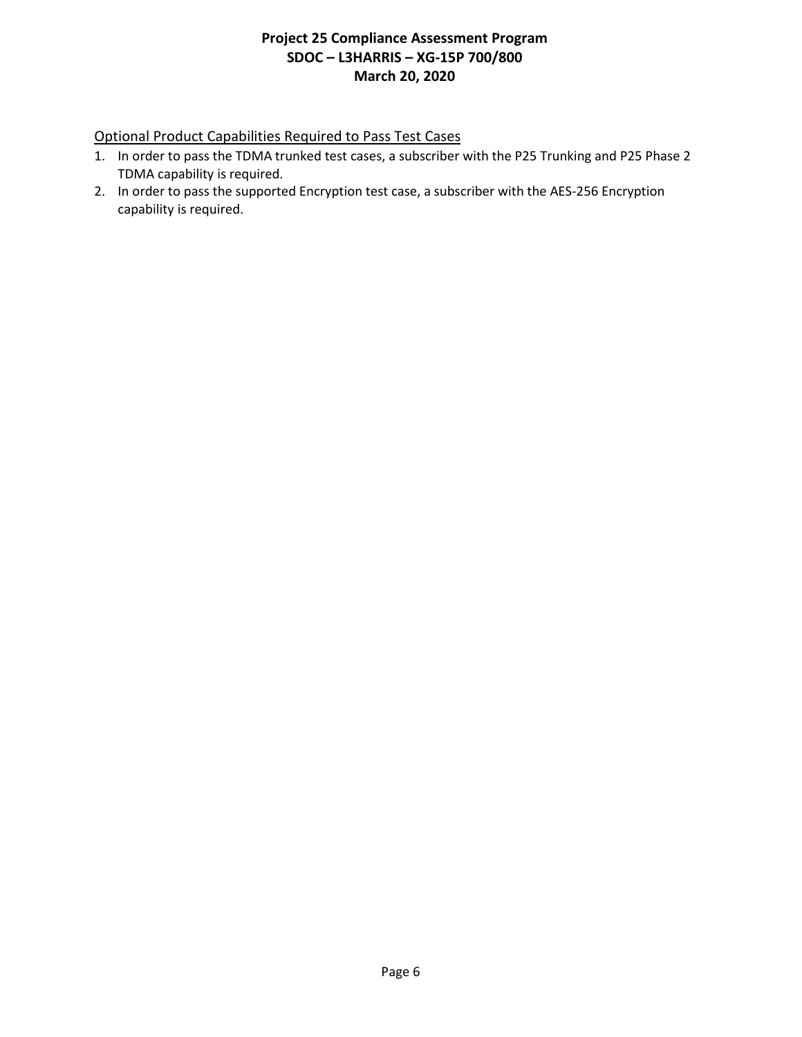Optional Product Capabilities Required to Pass Test Cases

1. In order to pass the TDMA trunked test cases, a subscriber with the P25 Trunking and P25 Phase 2 TDMA capability is required.
2. In order to pass the supported Encryption test case, a subscriber with the AES-256 Encryption capability is required.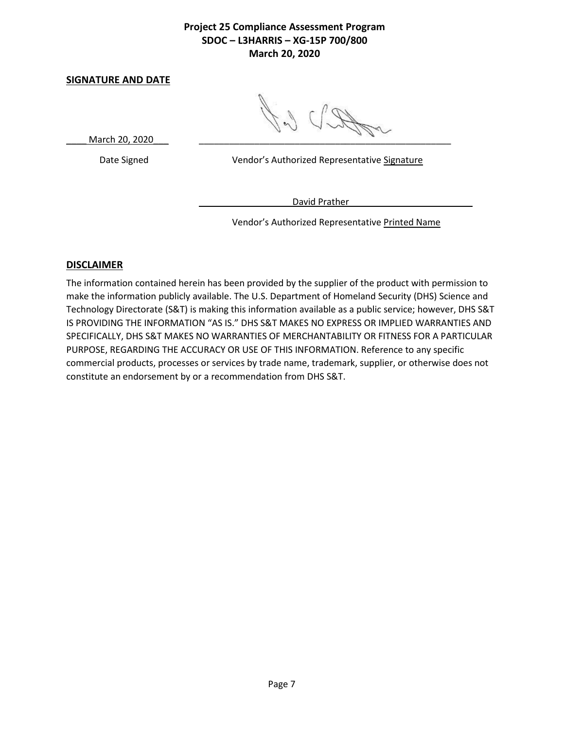**SIGNATURE AND DATE**

March 20, 2020 ______________________________

Date Signed — Vendor's Authorized Representative Signature

David Prather

Vendor's Authorized Representative Printed Name

**DISCLAIMER**

The information contained herein has been provided by the supplier of the product with permission to make the information publicly available. The U.S. Department of Homeland Security (DHS) Science and Technology Directorate (S&T) is making this information available as a public service; however, DHS S&T IS PROVIDING THE INFORMATION "AS IS." DHS S&T MAKES NO EXPRESS OR IMPLIED WARRANTIES AND SPECIFICALLY, DHS S&T MAKES NO WARRANTIES OF MERCHANTABILITY OR FITNESS FOR A PARTICULAR PURPOSE, REGARDING THE ACCURACY OR USE OF THIS INFORMATION. Reference to any specific commercial products, processes or services by trade name, trademark, supplier, or otherwise does not constitute an endorsement by or a recommendation from DHS S&T.